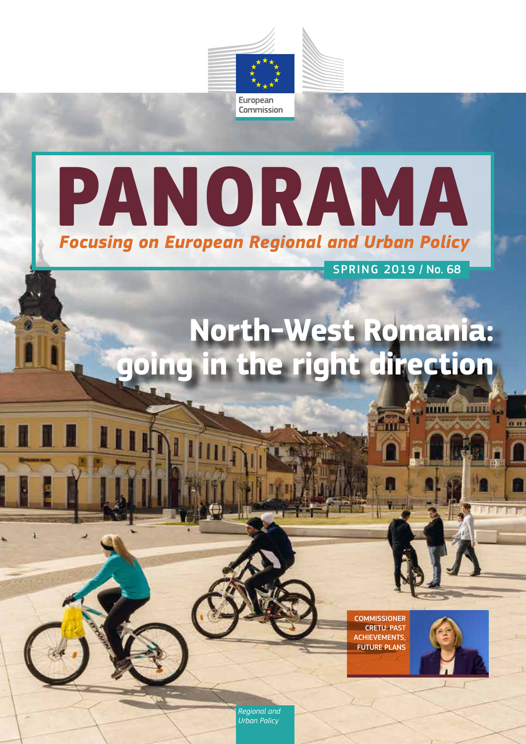European Commission

# PANORAMA

*Focusing on European Regional and Urban Policy*

SPRING 2019 / No. 68

## North-West Romania: going in the right direction

COMMISSIONER CRETU: PAST ACHIEVEMENTS, FUTURE PLANS

*Regional and Urban Policy*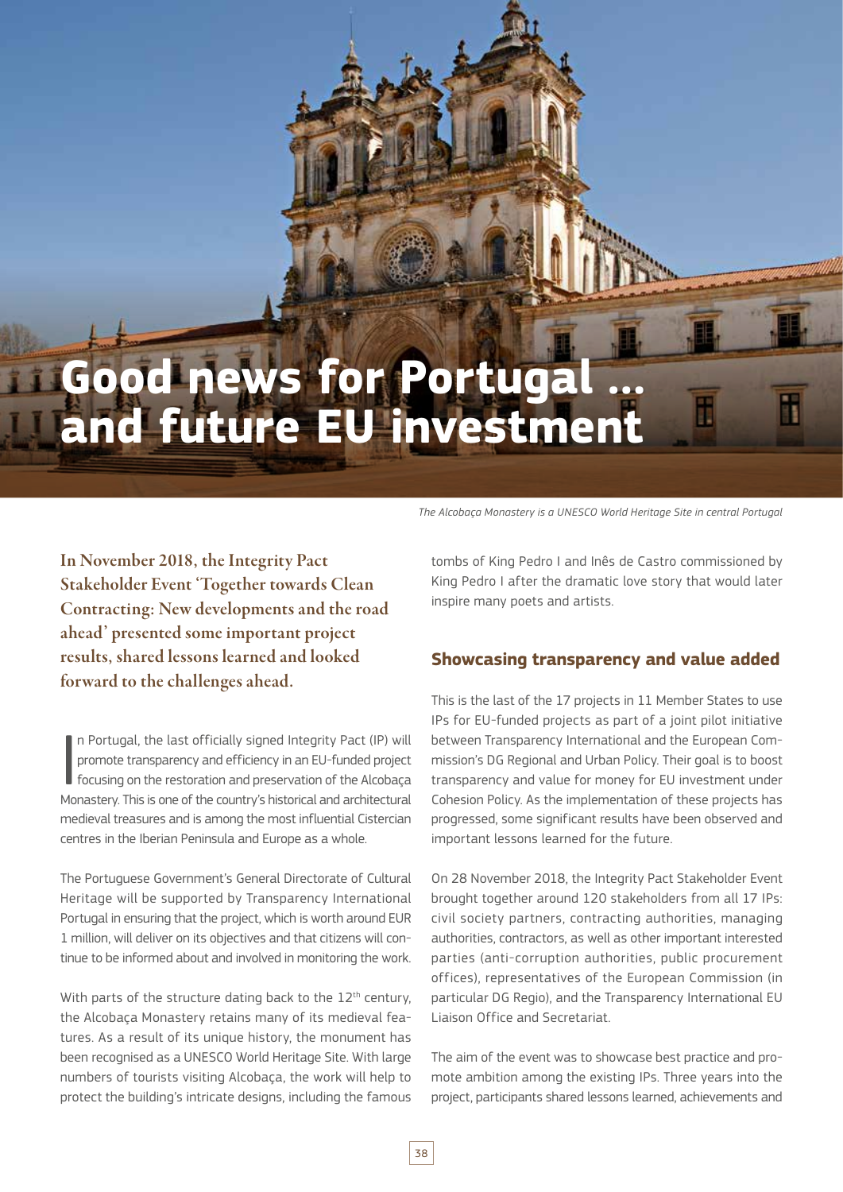# Good news for Portugal … and future EU investment

*The Alcobaça Monastery is a UNESCO World Heritage Site in central Portugal*

**In November 2018, the Integrity Pact Stakeholder Event 'Together towards Clean Contracting: New developments and the road ahead' presented some important project results, shared lessons learned and looked forward to the challenges ahead.**

In Portugal, the last officially signed Integrity Pact (IP) will promote transparency and efficiency in an EU-funded project focusing on the restoration and preservation of the Alcobaça Monastery. This is one of the country's historical and architectural medieval treasures and is among the most influential Cistercian centres in the Iberian Peninsula and Europe as a whole.

The Portuguese Government's General Directorate of Cultural Heritage will be supported by Transparency International Portugal in ensuring that the project, which is worth around EUR 1 million, will deliver on its objectives and that citizens will continue to be informed about and involved in monitoring the work.

With parts of the structure dating back to the 12th century, the Alcobaça Monastery retains many of its medieval features. As a result of its unique history, the monument has been recognised as a UNESCO World Heritage Site. With large numbers of tourists visiting Alcobaça, the work will help to protect the building's intricate designs, including the famous tombs of King Pedro I and Inês de Castro commissioned by King Pedro I after the dramatic love story that would later inspire many poets and artists.

## Showcasing transparency and value added

This is the last of the 17 projects in 11 Member States to use IPs for EU-funded projects as part of a joint pilot initiative between Transparency International and the European Commission's DG Regional and Urban Policy. Their goal is to boost transparency and value for money for EU investment under Cohesion Policy. As the implementation of these projects has progressed, some significant results have been observed and important lessons learned for the future.

On 28 November 2018, the Integrity Pact Stakeholder Event brought together around 120 stakeholders from all 17 IPs: civil society partners, contracting authorities, managing authorities, contractors, as well as other important interested parties (anti-corruption authorities, public procurement offices), representatives of the European Commission (in particular DG Regio), and the Transparency International EU Liaison Office and Secretariat.

The aim of the event was to showcase best practice and promote ambition among the existing IPs. Three years into the project, participants shared lessons learned, achievements and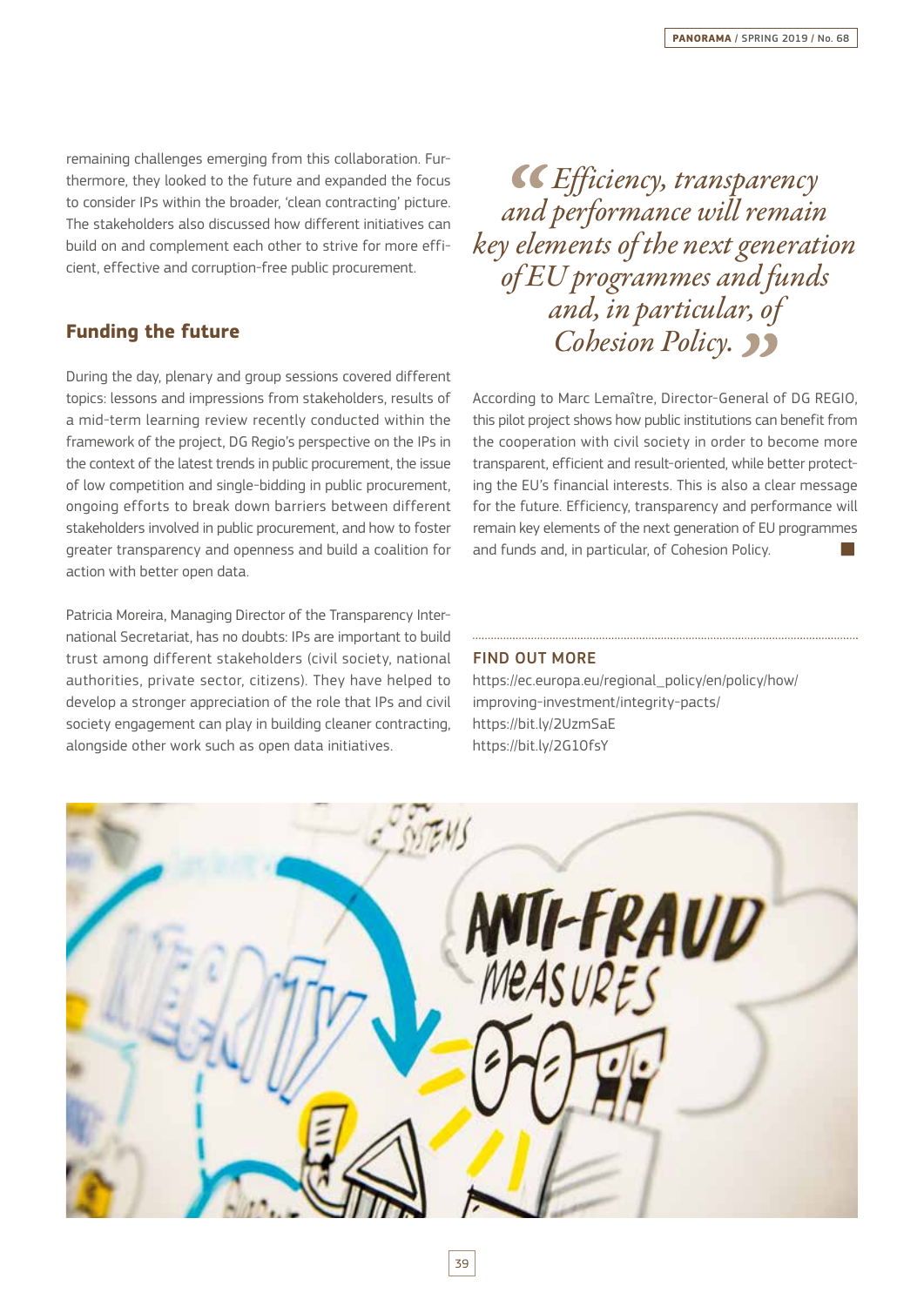remaining challenges emerging from this collaboration. Furthermore, they looked to the future and expanded the focus to consider IPs within the broader, 'clean contracting' picture. The stakeholders also discussed how different initiatives can build on and complement each other to strive for more efficient, effective and corruption-free public procurement.

## Funding the future

During the day, plenary and group sessions covered different topics: lessons and impressions from stakeholders, results of a mid-term learning review recently conducted within the framework of the project, DG Regio's perspective on the IPs in the context of the latest trends in public procurement, the issue of low competition and single-bidding in public procurement, ongoing efforts to break down barriers between different stakeholders involved in public procurement, and how to foster greater transparency and openness and build a coalition for action with better open data.

Patricia Moreira, Managing Director of the Transparency International Secretariat, has no doubts: IPs are important to build trust among different stakeholders (civil society, national authorities, private sector, citizens). They have helped to develop a stronger appreciation of the role that IPs and civil society engagement can play in building cleaner contracting, alongside other work such as open data initiatives.

> *"Efficiency, transparency and performance will remain key elements of the next generation of EU programmes and funds and, in particular, of Cohesion Policy."*

According to Marc Lemaître, Director-General of DG REGIO, this pilot project shows how public institutions can benefit from the cooperation with civil society in order to become more transparent, efficient and result-oriented, while better protecting the EU's financial interests. This is also a clear message for the future. Efficiency, transparency and performance will remain key elements of the next generation of EU programmes and funds and, in particular, of Cohesion Policy.

### FIND OUT MORE

https://ec.europa.eu/regional_policy/en/policy/how/improving-investment/integrity-pacts/
https://bit.ly/2UzmSaE
https://bit.ly/2G10fsY